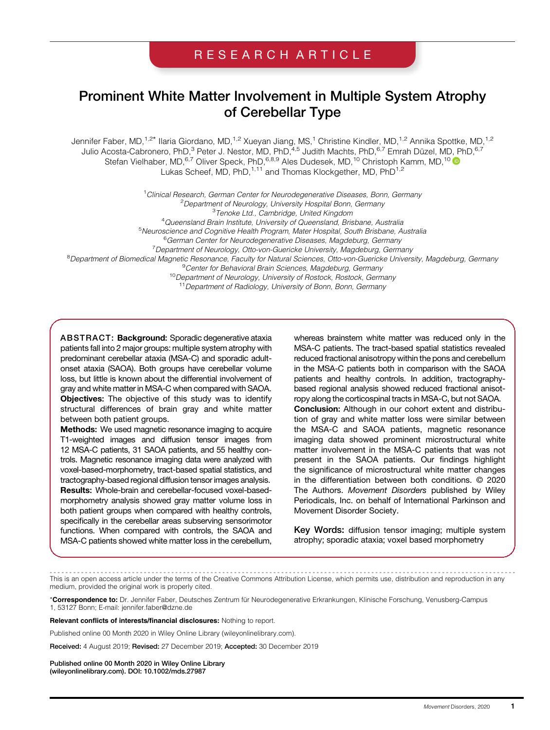RESEARCH ARTICLE

# Prominent White Matter Involvement in Multiple System Atrophy of Cerebellar Type

Jennifer Faber, MD,[1,2*] Ilaria Giordano, MD,[1,2] Xueyan Jiang, MS,[1] Christine Kindler, MD,[1,2] Annika Spottke, MD,[1,2] Julio Acosta-Cabronero, PhD,[3] Peter J. Nestor, MD, PhD,[4,5] Judith Machts, PhD,[6,7] Emrah Düzel, MD, PhD,[6,7] Stefan Vielhaber, MD,[6,7] Oliver Speck, PhD,[6,8,9] Ales Dudesek, MD,[10] Christoph Kamm, MD,[10] Lukas Scheef, MD, PhD,[1,11] and Thomas Klockgether, MD, PhD[1,2]

[1]*Clinical Research, German Center for Neurodegenerative Diseases, Bonn, Germany*
[2]*Department of Neurology, University Hospital Bonn, Germany*
[3]*Tenoke Ltd., Cambridge, United Kingdom*
[4]*Queensland Brain Institute, University of Queensland, Brisbane, Australia*
[5]*Neuroscience and Cognitive Health Program, Mater Hospital, South Brisbane, Australia*
[6]*German Center for Neurodegenerative Diseases, Magdeburg, Germany*
[7]*Department of Neurology, Otto-von-Guericke University, Magdeburg, Germany*
[8]*Department of Biomedical Magnetic Resonance, Faculty for Natural Sciences, Otto-von-Guericke University, Magdeburg, Germany*
[9]*Center for Behavioral Brain Sciences, Magdeburg, Germany*
[10]*Department of Neurology, University of Rostock, Rostock, Germany*
[11]*Department of Radiology, University of Bonn, Bonn, Germany*

**ABSTRACT: Background:** Sporadic degenerative ataxia patients fall into 2 major groups: multiple system atrophy with predominant cerebellar ataxia (MSA-C) and sporadic adult-onset ataxia (SAOA). Both groups have cerebellar volume loss, but little is known about the differential involvement of gray and white matter in MSA-C when compared with SAOA. **Objectives:** The objective of this study was to identify structural differences of brain gray and white matter between both patient groups. **Methods:** We used magnetic resonance imaging to acquire T1-weighted images and diffusion tensor images from 12 MSA-C patients, 31 SAOA patients, and 55 healthy controls. Magnetic resonance imaging data were analyzed with voxel-based-morphometry, tract-based spatial statistics, and tractography-based regional diffusion tensor images analysis. **Results:** Whole-brain and cerebellar-focused voxel-based-morphometry analysis showed gray matter volume loss in both patient groups when compared with healthy controls, specifically in the cerebellar areas subserving sensorimotor functions. When compared with controls, the SAOA and MSA-C patients showed white matter loss in the cerebellum, whereas brainstem white matter was reduced only in the MSA-C patients. The tract-based spatial statistics revealed reduced fractional anisotropy within the pons and cerebellum in the MSA-C patients both in comparison with the SAOA patients and healthy controls. In addition, tractography-based regional analysis showed reduced fractional anisotropy along the corticospinal tracts in MSA-C, but not SAOA. **Conclusion:** Although in our cohort extent and distribution of gray and white matter loss were similar between the MSA-C and SAOA patients, magnetic resonance imaging data showed prominent microstructural white matter involvement in the MSA-C patients that was not present in the SAOA patients. Our findings highlight the significance of microstructural white matter changes in the differentiation between both conditions. © 2020 The Authors. *Movement Disorders* published by Wiley Periodicals, Inc. on behalf of International Parkinson and Movement Disorder Society.

**Key Words:** diffusion tensor imaging; multiple system atrophy; sporadic ataxia; voxel based morphometry

This is an open access article under the terms of the Creative Commons Attribution License, which permits use, distribution and reproduction in any medium, provided the original work is properly cited.

*__Correspondence to:__ Dr. Jennifer Faber, Deutsches Zentrum für Neurodegenerative Erkrankungen, Klinische Forschung, Venusberg-Campus 1, 53127 Bonn; E-mail: jennifer.faber@dzne.de

**Relevant conflicts of interests/financial disclosures:** Nothing to report.

Published online 00 Month 2020 in Wiley Online Library (wileyonlinelibrary.com).

**Received:** 4 August 2019; **Revised:** 27 December 2019; **Accepted:** 30 December 2019

**Published online 00 Month 2020 in Wiley Online Library (wileyonlinelibrary.com). DOI: 10.1002/mds.27987**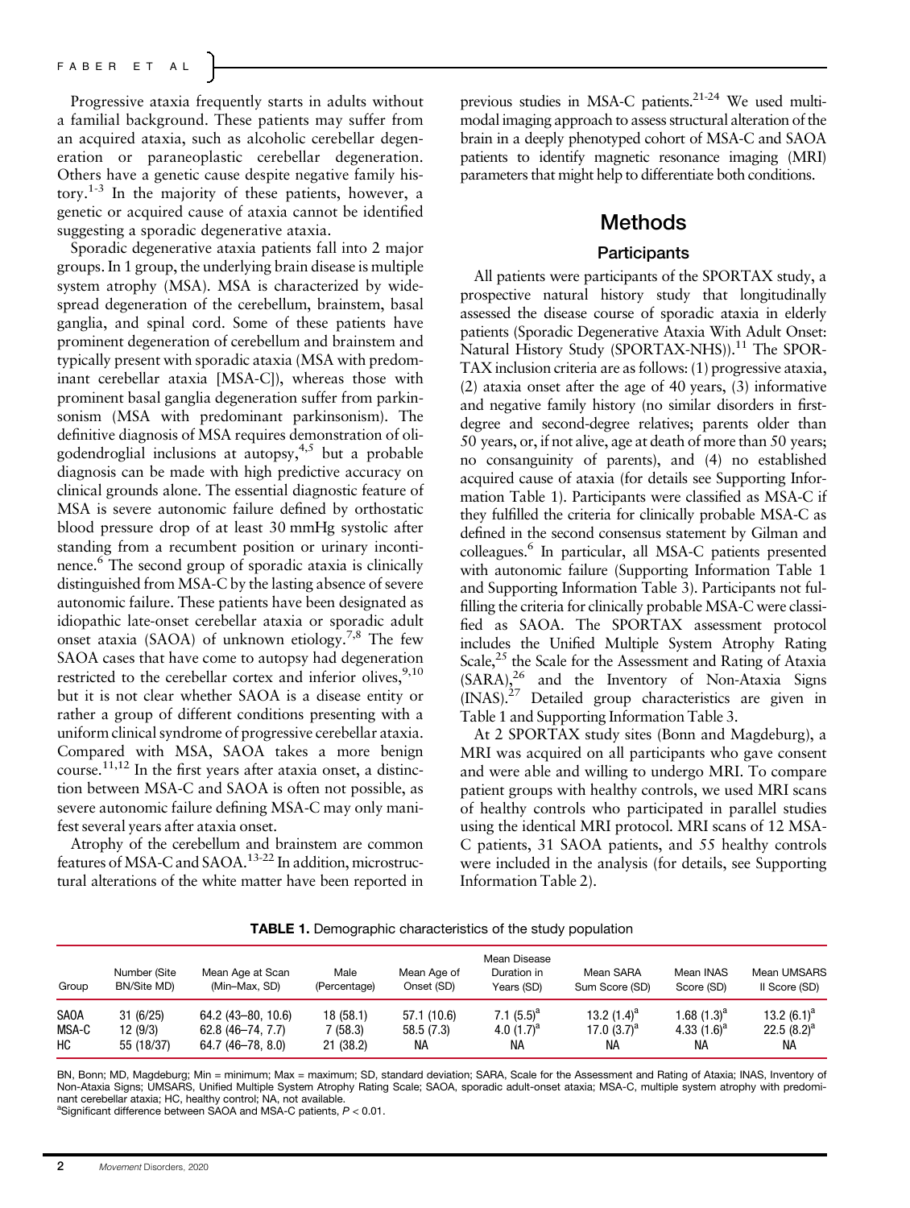Progressive ataxia frequently starts in adults without a familial background. These patients may suffer from an acquired ataxia, such as alcoholic cerebellar degeneration or paraneoplastic cerebellar degeneration. Others have a genetic cause despite negative family history.[1-3] In the majority of these patients, however, a genetic or acquired cause of ataxia cannot be identified suggesting a sporadic degenerative ataxia.

Sporadic degenerative ataxia patients fall into 2 major groups. In 1 group, the underlying brain disease is multiple system atrophy (MSA). MSA is characterized by widespread degeneration of the cerebellum, brainstem, basal ganglia, and spinal cord. Some of these patients have prominent degeneration of cerebellum and brainstem and typically present with sporadic ataxia (MSA with predominant cerebellar ataxia [MSA-C]), whereas those with prominent basal ganglia degeneration suffer from parkinsonism (MSA with predominant parkinsonism). The definitive diagnosis of MSA requires demonstration of oligodendroglial inclusions at autopsy,[4,5] but a probable diagnosis can be made with high predictive accuracy on clinical grounds alone. The essential diagnostic feature of MSA is severe autonomic failure defined by orthostatic blood pressure drop of at least 30 mmHg systolic after standing from a recumbent position or urinary incontinence.[6] The second group of sporadic ataxia is clinically distinguished from MSA-C by the lasting absence of severe autonomic failure. These patients have been designated as idiopathic late-onset cerebellar ataxia or sporadic adult onset ataxia (SAOA) of unknown etiology.[7,8] The few SAOA cases that have come to autopsy had degeneration restricted to the cerebellar cortex and inferior olives,[9,10] but it is not clear whether SAOA is a disease entity or rather a group of different conditions presenting with a uniform clinical syndrome of progressive cerebellar ataxia. Compared with MSA, SAOA takes a more benign course.[11,12] In the first years after ataxia onset, a distinction between MSA-C and SAOA is often not possible, as severe autonomic failure defining MSA-C may only manifest several years after ataxia onset.

Atrophy of the cerebellum and brainstem are common features of MSA-C and SAOA.[13-22] In addition, microstructural alterations of the white matter have been reported in previous studies in MSA-C patients.[21-24] We used multimodal imaging approach to assess structural alteration of the brain in a deeply phenotyped cohort of MSA-C and SAOA patients to identify magnetic resonance imaging (MRI) parameters that might help to differentiate both conditions.

## Methods

### Participants

All patients were participants of the SPORTAX study, a prospective natural history study that longitudinally assessed the disease course of sporadic ataxia in elderly patients (Sporadic Degenerative Ataxia With Adult Onset: Natural History Study (SPORTAX-NHS)).[11] The SPORTAX inclusion criteria are as follows: (1) progressive ataxia, (2) ataxia onset after the age of 40 years, (3) informative and negative family history (no similar disorders in first-degree and second-degree relatives; parents older than 50 years, or, if not alive, age at death of more than 50 years; no consanguinity of parents), and (4) no established acquired cause of ataxia (for details see Supporting Information Table 1). Participants were classified as MSA-C if they fulfilled the criteria for clinically probable MSA-C as defined in the second consensus statement by Gilman and colleagues.[6] In particular, all MSA-C patients presented with autonomic failure (Supporting Information Table 1 and Supporting Information Table 3). Participants not fulfilling the criteria for clinically probable MSA-C were classified as SAOA. The SPORTAX assessment protocol includes the Unified Multiple System Atrophy Rating Scale,[25] the Scale for the Assessment and Rating of Ataxia (SARA),[26] and the Inventory of Non-Ataxia Signs (INAS).[27] Detailed group characteristics are given in Table 1 and Supporting Information Table 3.

At 2 SPORTAX study sites (Bonn and Magdeburg), a MRI was acquired on all participants who gave consent and were able and willing to undergo MRI. To compare patient groups with healthy controls, we used MRI scans of healthy controls who participated in parallel studies using the identical MRI protocol. MRI scans of 12 MSA-C patients, 31 SAOA patients, and 55 healthy controls were included in the analysis (for details, see Supporting Information Table 2).

**TABLE 1.** Demographic characteristics of the study population

| Group | Number (Site BN/Site MD) | Mean Age at Scan (Min–Max, SD) | Male (Percentage) | Mean Age of Onset (SD) | Mean Disease Duration in Years (SD) | Mean SARA Sum Score (SD) | Mean INAS Score (SD) | Mean UMSARS II Score (SD) |
|---|---|---|---|---|---|---|---|---|
| SAOA | 31 (6/25) | 64.2 (43–80, 10.6) | 18 (58.1) | 57.1 (10.6) | 7.1 (5.5)[a] | 13.2 (1.4)[a] | 1.68 (1.3)[a] | 13.2 (6.1)[a] |
| MSA-C | 12 (9/3) | 62.8 (46–74, 7.7) | 7 (58.3) | 58.5 (7.3) | 4.0 (1.7)[a] | 17.0 (3.7)[a] | 4.33 (1.6)[a] | 22.5 (8.2)[a] |
| HC | 55 (18/37) | 64.7 (46–78, 8.0) | 21 (38.2) | NA | NA | NA | NA | NA |

BN, Bonn; MD, Magdeburg; Min = minimum; Max = maximum; SD, standard deviation; SARA, Scale for the Assessment and Rating of Ataxia; INAS, Inventory of Non-Ataxia Signs; UMSARS, Unified Multiple System Atrophy Rating Scale; SAOA, sporadic adult-onset ataxia; MSA-C, multiple system atrophy with predominant cerebellar ataxia; HC, healthy control; NA, not available.

[a]Significant difference between SAOA and MSA-C patients, $P < 0.01$.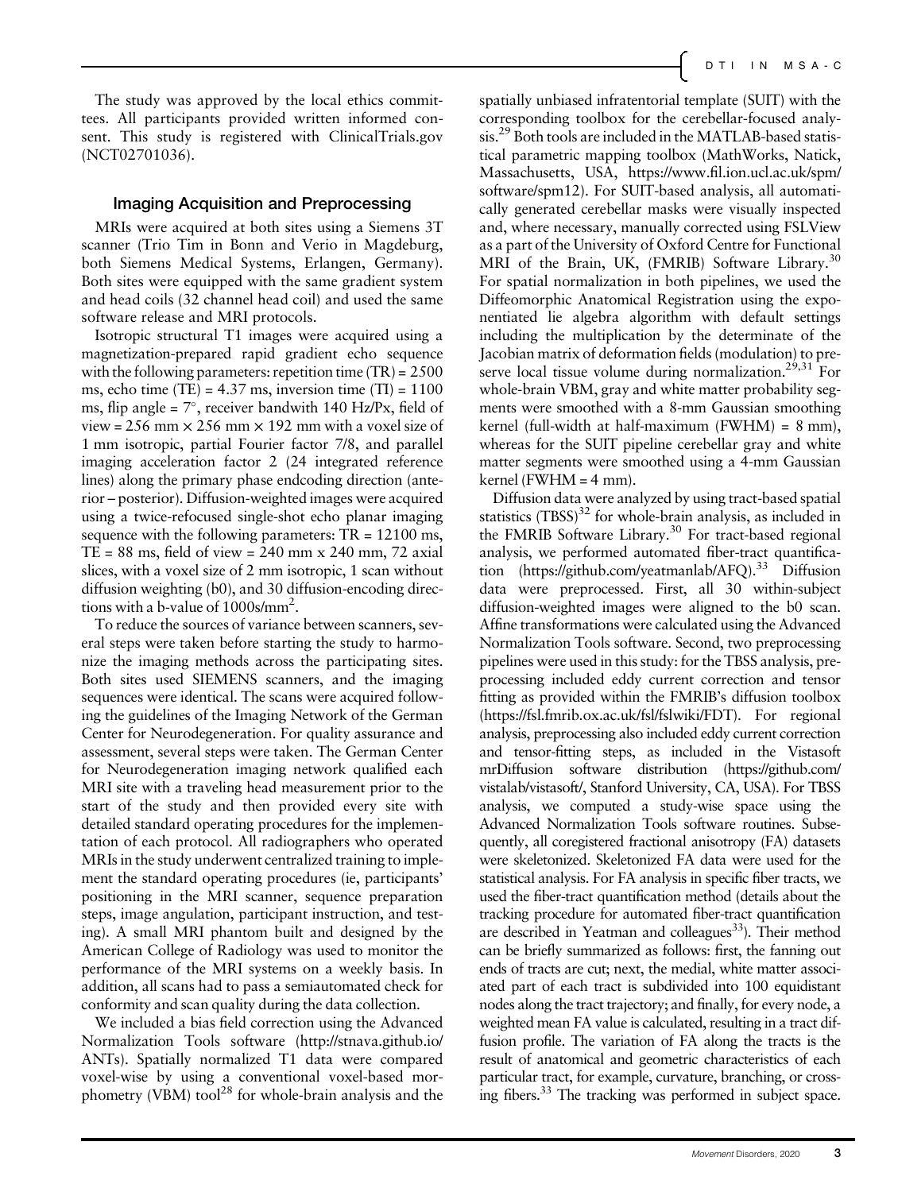The study was approved by the local ethics committees. All participants provided written informed consent. This study is registered with ClinicalTrials.gov (NCT02701036).

## Imaging Acquisition and Preprocessing

MRIs were acquired at both sites using a Siemens 3T scanner (Trio Tim in Bonn and Verio in Magdeburg, both Siemens Medical Systems, Erlangen, Germany). Both sites were equipped with the same gradient system and head coils (32 channel head coil) and used the same software release and MRI protocols.

Isotropic structural T1 images were acquired using a magnetization-prepared rapid gradient echo sequence with the following parameters: repetition time (TR) = 2500 ms, echo time (TE) = 4.37 ms, inversion time (TI) = 1100 ms, flip angle = 7°, receiver bandwith 140 Hz/Px, field of view = 256 mm × 256 mm × 192 mm with a voxel size of 1 mm isotropic, partial Fourier factor 7/8, and parallel imaging acceleration factor 2 (24 integrated reference lines) along the primary phase endcoding direction (anterior – posterior). Diffusion-weighted images were acquired using a twice-refocused single-shot echo planar imaging sequence with the following parameters: TR = 12100 ms, TE = 88 ms, field of view = 240 mm x 240 mm, 72 axial slices, with a voxel size of 2 mm isotropic, 1 scan without diffusion weighting (b0), and 30 diffusion-encoding directions with a b-value of 1000s/mm$^2$.

To reduce the sources of variance between scanners, several steps were taken before starting the study to harmonize the imaging methods across the participating sites. Both sites used SIEMENS scanners, and the imaging sequences were identical. The scans were acquired following the guidelines of the Imaging Network of the German Center for Neurodegeneration. For quality assurance and assessment, several steps were taken. The German Center for Neurodegeneration imaging network qualified each MRI site with a traveling head measurement prior to the start of the study and then provided every site with detailed standard operating procedures for the implementation of each protocol. All radiographers who operated MRIs in the study underwent centralized training to implement the standard operating procedures (ie, participants' positioning in the MRI scanner, sequence preparation steps, image angulation, participant instruction, and testing). A small MRI phantom built and designed by the American College of Radiology was used to monitor the performance of the MRI systems on a weekly basis. In addition, all scans had to pass a semiautomated check for conformity and scan quality during the data collection.

We included a bias field correction using the Advanced Normalization Tools software (http://stnava.github.io/ANTs). Spatially normalized T1 data were compared voxel-wise by using a conventional voxel-based morphometry (VBM) tool[28] for whole-brain analysis and the spatially unbiased infratentorial template (SUIT) with the corresponding toolbox for the cerebellar-focused analysis.[29] Both tools are included in the MATLAB-based statistical parametric mapping toolbox (MathWorks, Natick, Massachusetts, USA, https://www.fil.ion.ucl.ac.uk/spm/software/spm12). For SUIT-based analysis, all automatically generated cerebellar masks were visually inspected and, where necessary, manually corrected using FSLView as a part of the University of Oxford Centre for Functional MRI of the Brain, UK, (FMRIB) Software Library.[30] For spatial normalization in both pipelines, we used the Diffeomorphic Anatomical Registration using the exponentiated lie algebra algorithm with default settings including the multiplication by the determinate of the Jacobian matrix of deformation fields (modulation) to preserve local tissue volume during normalization.[29,31] For whole-brain VBM, gray and white matter probability segments were smoothed with a 8-mm Gaussian smoothing kernel (full-width at half-maximum (FWHM) = 8 mm), whereas for the SUIT pipeline cerebellar gray and white matter segments were smoothed using a 4-mm Gaussian kernel (FWHM = 4 mm).

Diffusion data were analyzed by using tract-based spatial statistics (TBSS)[32] for whole-brain analysis, as included in the FMRIB Software Library.[30] For tract-based regional analysis, we performed automated fiber-tract quantification (https://github.com/yeatmanlab/AFQ).[33] Diffusion data were preprocessed. First, all 30 within-subject diffusion-weighted images were aligned to the b0 scan. Affine transformations were calculated using the Advanced Normalization Tools software. Second, two preprocessing pipelines were used in this study: for the TBSS analysis, preprocessing included eddy current correction and tensor fitting as provided within the FMRIB's diffusion toolbox (https://fsl.fmrib.ox.ac.uk/fsl/fslwiki/FDT). For regional analysis, preprocessing also included eddy current correction and tensor-fitting steps, as included in the Vistasoft mrDiffusion software distribution (https://github.com/vistalab/vistasoft/, Stanford University, CA, USA). For TBSS analysis, we computed a study-wise space using the Advanced Normalization Tools software routines. Subsequently, all coregistered fractional anisotropy (FA) datasets were skeletonized. Skeletonized FA data were used for the statistical analysis. For FA analysis in specific fiber tracts, we used the fiber-tract quantification method (details about the tracking procedure for automated fiber-tract quantification are described in Yeatman and colleagues[33]). Their method can be briefly summarized as follows: first, the fanning out ends of tracts are cut; next, the medial, white matter associated part of each tract is subdivided into 100 equidistant nodes along the tract trajectory; and finally, for every node, a weighted mean FA value is calculated, resulting in a tract diffusion profile. The variation of FA along the tracts is the result of anatomical and geometric characteristics of each particular tract, for example, curvature, branching, or crossing fibers.[33] The tracking was performed in subject space.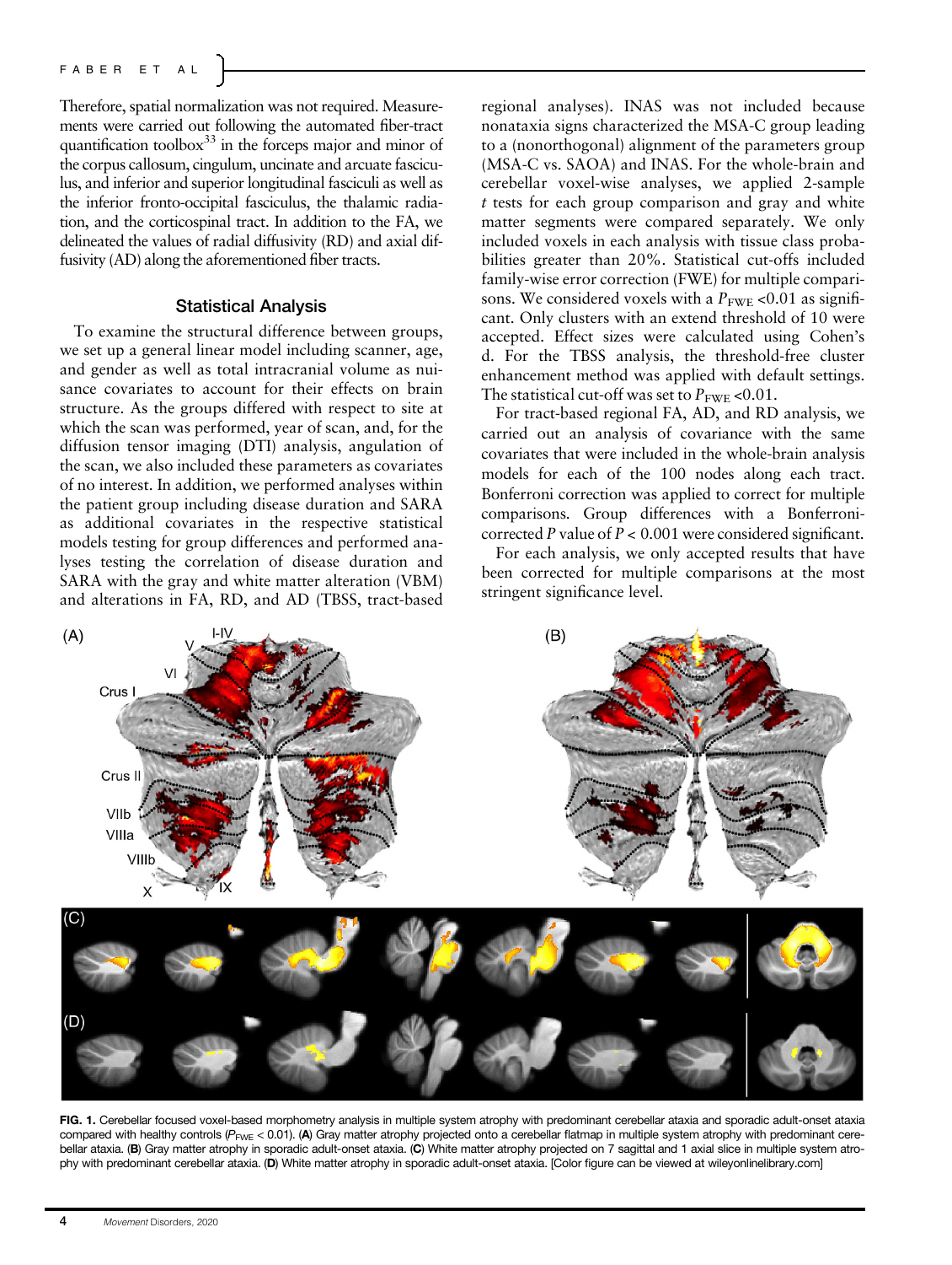Therefore, spatial normalization was not required. Measurements were carried out following the automated fiber-tract quantification toolbox[33] in the forceps major and minor of the corpus callosum, cingulum, uncinate and arcuate fasciculus, and inferior and superior longitudinal fasciculi as well as the inferior fronto-occipital fasciculus, the thalamic radiation, and the corticospinal tract. In addition to the FA, we delineated the values of radial diffusivity (RD) and axial diffusivity (AD) along the aforementioned fiber tracts.

### Statistical Analysis

To examine the structural difference between groups, we set up a general linear model including scanner, age, and gender as well as total intracranial volume as nuisance covariates to account for their effects on brain structure. As the groups differed with respect to site at which the scan was performed, year of scan, and, for the diffusion tensor imaging (DTI) analysis, angulation of the scan, we also included these parameters as covariates of no interest. In addition, we performed analyses within the patient group including disease duration and SARA as additional covariates in the respective statistical models testing for group differences and performed analyses testing the correlation of disease duration and SARA with the gray and white matter alteration (VBM) and alterations in FA, RD, and AD (TBSS, tract-based regional analyses). INAS was not included because nonataxia signs characterized the MSA-C group leading to a (nonorthogonal) alignment of the parameters group (MSA-C vs. SAOA) and INAS. For the whole-brain and cerebellar voxel-wise analyses, we applied 2-sample $t$ tests for each group comparison and gray and white matter segments were compared separately. We only included voxels in each analysis with tissue class probabilities greater than 20%. Statistical cut-offs included family-wise error correction (FWE) for multiple comparisons. We considered voxels with a $P_{FWE} < 0.01$ as significant. Only clusters with an extend threshold of 10 were accepted. Effect sizes were calculated using Cohen's d. For the TBSS analysis, the threshold-free cluster enhancement method was applied with default settings. The statistical cut-off was set to $P_{FWE} < 0.01$.

For tract-based regional FA, AD, and RD analysis, we carried out an analysis of covariance with the same covariates that were included in the whole-brain analysis models for each of the 100 nodes along each tract. Bonferroni correction was applied to correct for multiple comparisons. Group differences with a Bonferroni-corrected $P$ value of $P < 0.001$ were considered significant.

For each analysis, we only accepted results that have been corrected for multiple comparisons at the most stringent significance level.

**FIG. 1.** Cerebellar focused voxel-based morphometry analysis in multiple system atrophy with predominant cerebellar ataxia and sporadic adult-onset ataxia compared with healthy controls ($P_{FWE} < 0.01$). (**A**) Gray matter atrophy projected onto a cerebellar flatmap in multiple system atrophy with predominant cerebellar ataxia. (**B**) Gray matter atrophy in sporadic adult-onset ataxia. (**C**) White matter atrophy projected on 7 sagittal and 1 axial slice in multiple system atrophy with predominant cerebellar ataxia. (**D**) White matter atrophy in sporadic adult-onset ataxia. [Color figure can be viewed at wileyonlinelibrary.com]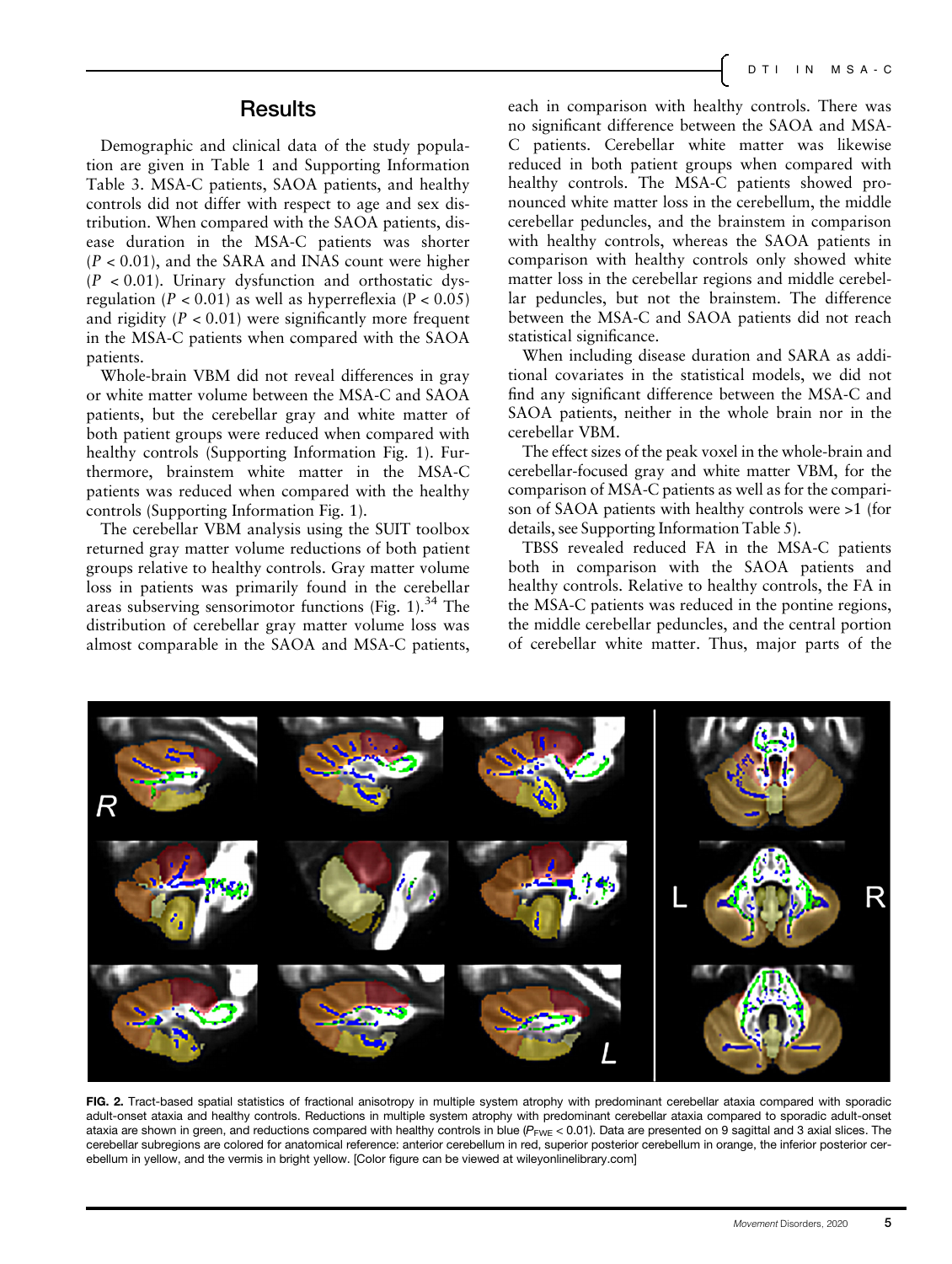## Results

Demographic and clinical data of the study population are given in Table 1 and Supporting Information Table 3. MSA-C patients, SAOA patients, and healthy controls did not differ with respect to age and sex distribution. When compared with the SAOA patients, disease duration in the MSA-C patients was shorter ($P < 0.01$), and the SARA and INAS count were higher ($P < 0.01$). Urinary dysfunction and orthostatic dysregulation ($P < 0.01$) as well as hyperreflexia ($P < 0.05$) and rigidity ($P < 0.01$) were significantly more frequent in the MSA-C patients when compared with the SAOA patients.

Whole-brain VBM did not reveal differences in gray or white matter volume between the MSA-C and SAOA patients, but the cerebellar gray and white matter of both patient groups were reduced when compared with healthy controls (Supporting Information Fig. 1). Furthermore, brainstem white matter in the MSA-C patients was reduced when compared with the healthy controls (Supporting Information Fig. 1).

The cerebellar VBM analysis using the SUIT toolbox returned gray matter volume reductions of both patient groups relative to healthy controls. Gray matter volume loss in patients was primarily found in the cerebellar areas subserving sensorimotor functions (Fig. 1).[34] The distribution of cerebellar gray matter volume loss was almost comparable in the SAOA and MSA-C patients, each in comparison with healthy controls. There was no significant difference between the SAOA and MSA-C patients. Cerebellar white matter was likewise reduced in both patient groups when compared with healthy controls. The MSA-C patients showed pronounced white matter loss in the cerebellum, the middle cerebellar peduncles, and the brainstem in comparison with healthy controls, whereas the SAOA patients in comparison with healthy controls only showed white matter loss in the cerebellar regions and middle cerebellar peduncles, but not the brainstem. The difference between the MSA-C and SAOA patients did not reach statistical significance.

When including disease duration and SARA as additional covariates in the statistical models, we did not find any significant difference between the MSA-C and SAOA patients, neither in the whole brain nor in the cerebellar VBM.

The effect sizes of the peak voxel in the whole-brain and cerebellar-focused gray and white matter VBM, for the comparison of MSA-C patients as well as for the comparison of SAOA patients with healthy controls were >1 (for details, see Supporting Information Table 5).

TBSS revealed reduced FA in the MSA-C patients both in comparison with the SAOA patients and healthy controls. Relative to healthy controls, the FA in the MSA-C patients was reduced in the pontine regions, the middle cerebellar peduncles, and the central portion of cerebellar white matter. Thus, major parts of the

**FIG. 2.** Tract-based spatial statistics of fractional anisotropy in multiple system atrophy with predominant cerebellar ataxia compared with sporadic adult-onset ataxia and healthy controls. Reductions in multiple system atrophy with predominant cerebellar ataxia compared to sporadic adult-onset ataxia are shown in green, and reductions compared with healthy controls in blue ($P_{FWE} < 0.01$). Data are presented on 9 sagittal and 3 axial slices. The cerebellar subregions are colored for anatomical reference: anterior cerebellum in red, superior posterior cerebellum in orange, the inferior posterior cerebellum in yellow, and the vermis in bright yellow. [Color figure can be viewed at wileyonlinelibrary.com]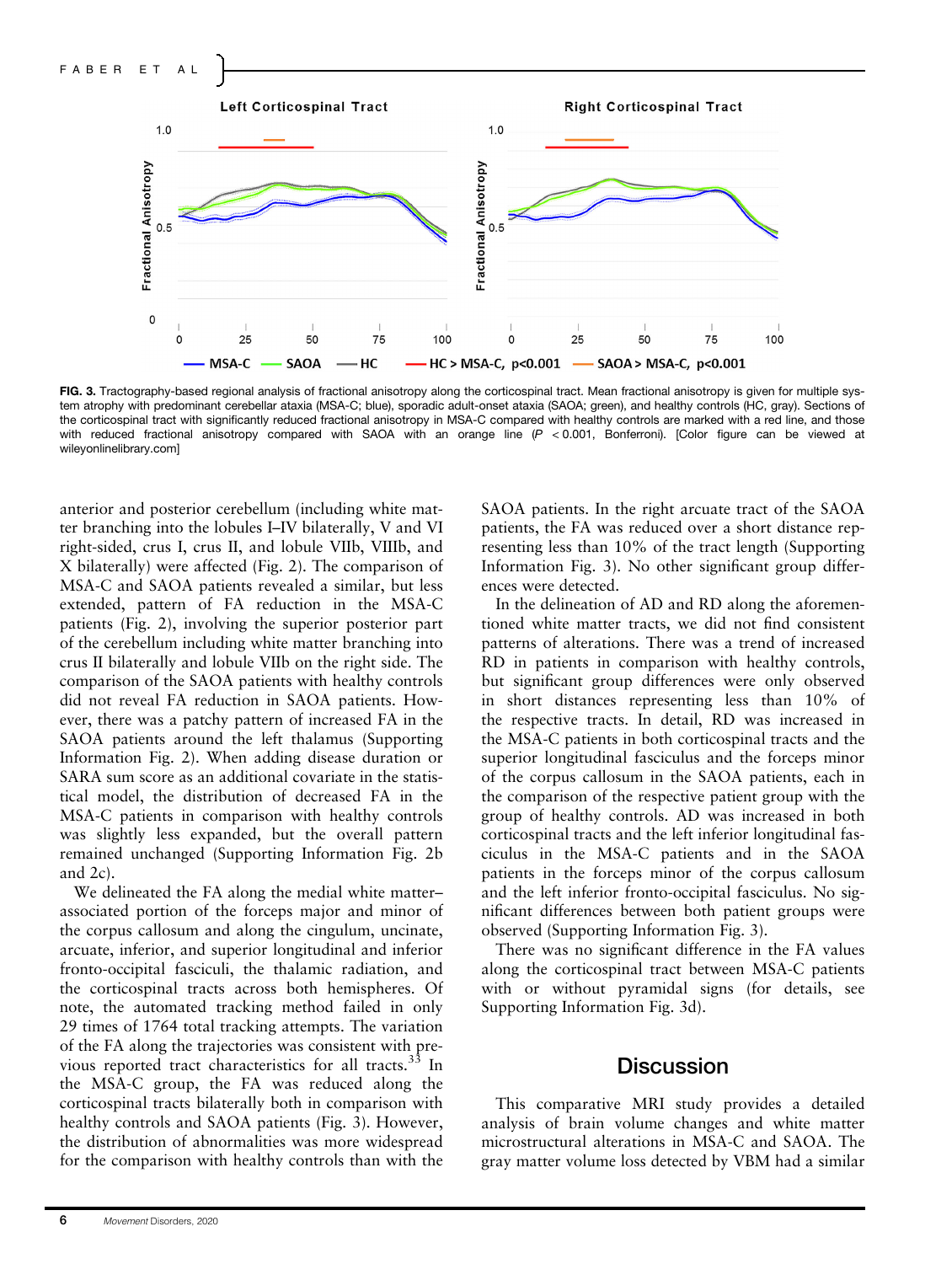FIG. 3. Tractography-based regional analysis of fractional anisotropy along the corticospinal tract. Mean fractional anisotropy is given for multiple system atrophy with predominant cerebellar ataxia (MSA-C; blue), sporadic adult-onset ataxia (SAOA; green), and healthy controls (HC, gray). Sections of the corticospinal tract with significantly reduced fractional anisotropy in MSA-C compared with healthy controls are marked with a red line, and those with reduced fractional anisotropy compared with SAOA with an orange line ($P < 0.001$, Bonferroni). [Color figure can be viewed at wileyonlinelibrary.com]

anterior and posterior cerebellum (including white matter branching into the lobules I–IV bilaterally, V and VI right-sided, crus I, crus II, and lobule VIIb, VIIIb, and X bilaterally) were affected (Fig. 2). The comparison of MSA-C and SAOA patients revealed a similar, but less extended, pattern of FA reduction in the MSA-C patients (Fig. 2), involving the superior posterior part of the cerebellum including white matter branching into crus II bilaterally and lobule VIIb on the right side. The comparison of the SAOA patients with healthy controls did not reveal FA reduction in SAOA patients. However, there was a patchy pattern of increased FA in the SAOA patients around the left thalamus (Supporting Information Fig. 2). When adding disease duration or SARA sum score as an additional covariate in the statistical model, the distribution of decreased FA in the MSA-C patients in comparison with healthy controls was slightly less expanded, but the overall pattern remained unchanged (Supporting Information Fig. 2b and 2c).

We delineated the FA along the medial white matter–associated portion of the forceps major and minor of the corpus callosum and along the cingulum, uncinate, arcuate, inferior, and superior longitudinal and inferior fronto-occipital fasciculi, the thalamic radiation, and the corticospinal tracts across both hemispheres. Of note, the automated tracking method failed in only 29 times of 1764 total tracking attempts. The variation of the FA along the trajectories was consistent with previous reported tract characteristics for all tracts.[33] In the MSA-C group, the FA was reduced along the corticospinal tracts bilaterally both in comparison with healthy controls and SAOA patients (Fig. 3). However, the distribution of abnormalities was more widespread for the comparison with healthy controls than with the SAOA patients. In the right arcuate tract of the SAOA patients, the FA was reduced over a short distance representing less than 10% of the tract length (Supporting Information Fig. 3). No other significant group differences were detected.

In the delineation of AD and RD along the aforementioned white matter tracts, we did not find consistent patterns of alterations. There was a trend of increased RD in patients in comparison with healthy controls, but significant group differences were only observed in short distances representing less than 10% of the respective tracts. In detail, RD was increased in the MSA-C patients in both corticospinal tracts and the superior longitudinal fasciculus and the forceps minor of the corpus callosum in the SAOA patients, each in the comparison of the respective patient group with the group of healthy controls. AD was increased in both corticospinal tracts and the left inferior longitudinal fasciculus in the MSA-C patients and in the SAOA patients in the forceps minor of the corpus callosum and the left inferior fronto-occipital fasciculus. No significant differences between both patient groups were observed (Supporting Information Fig. 3).

There was no significant difference in the FA values along the corticospinal tract between MSA-C patients with or without pyramidal signs (for details, see Supporting Information Fig. 3d).

## Discussion

This comparative MRI study provides a detailed analysis of brain volume changes and white matter microstructural alterations in MSA-C and SAOA. The gray matter volume loss detected by VBM had a similar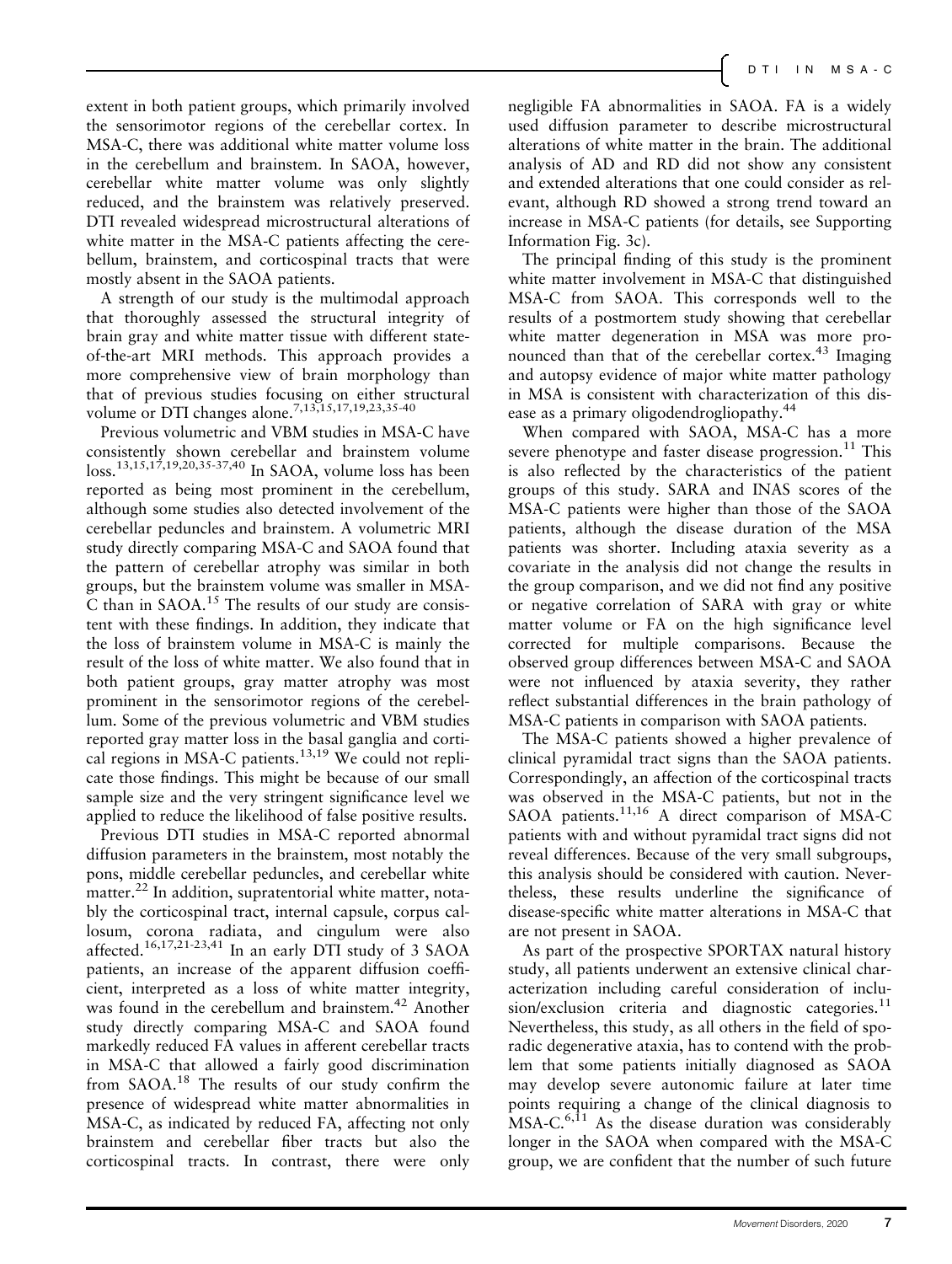extent in both patient groups, which primarily involved the sensorimotor regions of the cerebellar cortex. In MSA-C, there was additional white matter volume loss in the cerebellum and brainstem. In SAOA, however, cerebellar white matter volume was only slightly reduced, and the brainstem was relatively preserved. DTI revealed widespread microstructural alterations of white matter in the MSA-C patients affecting the cerebellum, brainstem, and corticospinal tracts that were mostly absent in the SAOA patients.

A strength of our study is the multimodal approach that thoroughly assessed the structural integrity of brain gray and white matter tissue with different state-of-the-art MRI methods. This approach provides a more comprehensive view of brain morphology than that of previous studies focusing on either structural volume or DTI changes alone.[7,13,15,17,19,23,35-40]

Previous volumetric and VBM studies in MSA-C have consistently shown cerebellar and brainstem volume loss.[13,15,17,19,20,35-37,40] In SAOA, volume loss has been reported as being most prominent in the cerebellum, although some studies also detected involvement of the cerebellar peduncles and brainstem. A volumetric MRI study directly comparing MSA-C and SAOA found that the pattern of cerebellar atrophy was similar in both groups, but the brainstem volume was smaller in MSA-C than in SAOA.[15] The results of our study are consistent with these findings. In addition, they indicate that the loss of brainstem volume in MSA-C is mainly the result of the loss of white matter. We also found that in both patient groups, gray matter atrophy was most prominent in the sensorimotor regions of the cerebellum. Some of the previous volumetric and VBM studies reported gray matter loss in the basal ganglia and cortical regions in MSA-C patients.[13,19] We could not replicate those findings. This might be because of our small sample size and the very stringent significance level we applied to reduce the likelihood of false positive results.

Previous DTI studies in MSA-C reported abnormal diffusion parameters in the brainstem, most notably the pons, middle cerebellar peduncles, and cerebellar white matter.[22] In addition, supratentorial white matter, notably the corticospinal tract, internal capsule, corpus callosum, corona radiata, and cingulum were also affected.[16,17,21-23,41] In an early DTI study of 3 SAOA patients, an increase of the apparent diffusion coefficient, interpreted as a loss of white matter integrity, was found in the cerebellum and brainstem.[42] Another study directly comparing MSA-C and SAOA found markedly reduced FA values in afferent cerebellar tracts in MSA-C that allowed a fairly good discrimination from SAOA.[18] The results of our study confirm the presence of widespread white matter abnormalities in MSA-C, as indicated by reduced FA, affecting not only brainstem and cerebellar fiber tracts but also the corticospinal tracts. In contrast, there were only negligible FA abnormalities in SAOA. FA is a widely used diffusion parameter to describe microstructural alterations of white matter in the brain. The additional analysis of AD and RD did not show any consistent and extended alterations that one could consider as relevant, although RD showed a strong trend toward an increase in MSA-C patients (for details, see Supporting Information Fig. 3c).

The principal finding of this study is the prominent white matter involvement in MSA-C that distinguished MSA-C from SAOA. This corresponds well to the results of a postmortem study showing that cerebellar white matter degeneration in MSA was more pronounced than that of the cerebellar cortex.[43] Imaging and autopsy evidence of major white matter pathology in MSA is consistent with characterization of this disease as a primary oligodendrogliopathy.[44]

When compared with SAOA, MSA-C has a more severe phenotype and faster disease progression.[11] This is also reflected by the characteristics of the patient groups of this study. SARA and INAS scores of the MSA-C patients were higher than those of the SAOA patients, although the disease duration of the MSA patients was shorter. Including ataxia severity as a covariate in the analysis did not change the results in the group comparison, and we did not find any positive or negative correlation of SARA with gray or white matter volume or FA on the high significance level corrected for multiple comparisons. Because the observed group differences between MSA-C and SAOA were not influenced by ataxia severity, they rather reflect substantial differences in the brain pathology of MSA-C patients in comparison with SAOA patients.

The MSA-C patients showed a higher prevalence of clinical pyramidal tract signs than the SAOA patients. Correspondingly, an affection of the corticospinal tracts was observed in the MSA-C patients, but not in the SAOA patients.[11,16] A direct comparison of MSA-C patients with and without pyramidal tract signs did not reveal differences. Because of the very small subgroups, this analysis should be considered with caution. Nevertheless, these results underline the significance of disease-specific white matter alterations in MSA-C that are not present in SAOA.

As part of the prospective SPORTAX natural history study, all patients underwent an extensive clinical characterization including careful consideration of inclusion/exclusion criteria and diagnostic categories.[11] Nevertheless, this study, as all others in the field of sporadic degenerative ataxia, has to contend with the problem that some patients initially diagnosed as SAOA may develop severe autonomic failure at later time points requiring a change of the clinical diagnosis to MSA-C.[6,11] As the disease duration was considerably longer in the SAOA when compared with the MSA-C group, we are confident that the number of such future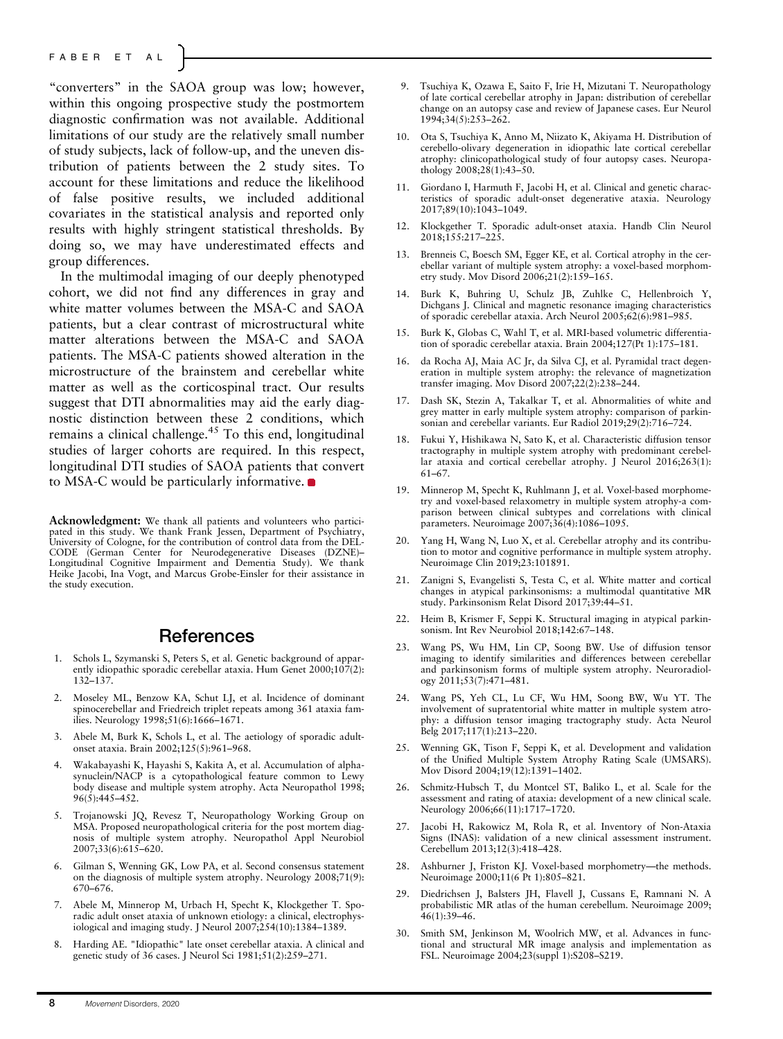"converters" in the SAOA group was low; however, within this ongoing prospective study the postmortem diagnostic confirmation was not available. Additional limitations of our study are the relatively small number of study subjects, lack of follow-up, and the uneven distribution of patients between the 2 study sites. To account for these limitations and reduce the likelihood of false positive results, we included additional covariates in the statistical analysis and reported only results with highly stringent statistical thresholds. By doing so, we may have underestimated effects and group differences.

In the multimodal imaging of our deeply phenotyped cohort, we did not find any differences in gray and white matter volumes between the MSA-C and SAOA patients, but a clear contrast of microstructural white matter alterations between the MSA-C and SAOA patients. The MSA-C patients showed alteration in the microstructure of the brainstem and cerebellar white matter as well as the corticospinal tract. Our results suggest that DTI abnormalities may aid the early diagnostic distinction between these 2 conditions, which remains a clinical challenge.[45] To this end, longitudinal studies of larger cohorts are required. In this respect, longitudinal DTI studies of SAOA patients that convert to MSA-C would be particularly informative.

**Acknowledgment:** We thank all patients and volunteers who participated in this study. We thank Frank Jessen, Department of Psychiatry, University of Cologne, for the contribution of control data from the DELCODE (German Center for Neurodegenerative Diseases (DZNE)–Longitudinal Cognitive Impairment and Dementia Study). We thank Heike Jacobi, Ina Vogt, and Marcus Grobe-Einsler for their assistance in the study execution.

## References

1. Schols L, Szymanski S, Peters S, et al. Genetic background of apparently idiopathic sporadic cerebellar ataxia. Hum Genet 2000;107(2):132–137.
2. Moseley ML, Benzow KA, Schut LJ, et al. Incidence of dominant spinocerebellar and Friedreich triplet repeats among 361 ataxia families. Neurology 1998;51(6):1666–1671.
3. Abele M, Burk K, Schols L, et al. The aetiology of sporadic adult-onset ataxia. Brain 2002;125(5):961–968.
4. Wakabayashi K, Hayashi S, Kakita A, et al. Accumulation of alpha-synuclein/NACP is a cytopathological feature common to Lewy body disease and multiple system atrophy. Acta Neuropathol 1998;96(5):445–452.
5. Trojanowski JQ, Revesz T, Neuropathology Working Group on MSA. Proposed neuropathological criteria for the post mortem diagnosis of multiple system atrophy. Neuropathol Appl Neurobiol 2007;33(6):615–620.
6. Gilman S, Wenning GK, Low PA, et al. Second consensus statement on the diagnosis of multiple system atrophy. Neurology 2008;71(9):670–676.
7. Abele M, Minnerop M, Urbach H, Specht K, Klockgether T. Sporadic adult onset ataxia of unknown etiology: a clinical, electrophysiological and imaging study. J Neurol 2007;254(10):1384–1389.
8. Harding AE. "Idiopathic" late onset cerebellar ataxia. A clinical and genetic study of 36 cases. J Neurol Sci 1981;51(2):259–271.
9. Tsuchiya K, Ozawa E, Saito F, Irie H, Mizutani T. Neuropathology of late cortical cerebellar atrophy in Japan: distribution of cerebellar change on an autopsy case and review of Japanese cases. Eur Neurol 1994;34(5):253–262.
10. Ota S, Tsuchiya K, Anno M, Niizato K, Akiyama H. Distribution of cerebello-olivary degeneration in idiopathic late cortical cerebellar atrophy: clinicopathological study of four autopsy cases. Neuropathology 2008;28(1):43–50.
11. Giordano I, Harmuth F, Jacobi H, et al. Clinical and genetic characteristics of sporadic adult-onset degenerative ataxia. Neurology 2017;89(10):1043–1049.
12. Klockgether T. Sporadic adult-onset ataxia. Handb Clin Neurol 2018;155:217–225.
13. Brenneis C, Boesch SM, Egger KE, et al. Cortical atrophy in the cerebellar variant of multiple system atrophy: a voxel-based morphometry study. Mov Disord 2006;21(2):159–165.
14. Burk K, Buhring U, Schulz JB, Zuhlke C, Hellenbroich Y, Dichgans J. Clinical and magnetic resonance imaging characteristics of sporadic cerebellar ataxia. Arch Neurol 2005;62(6):981–985.
15. Burk K, Globas C, Wahl T, et al. MRI-based volumetric differentiation of sporadic cerebellar ataxia. Brain 2004;127(Pt 1):175–181.
16. da Rocha AJ, Maia AC Jr, da Silva CJ, et al. Pyramidal tract degeneration in multiple system atrophy: the relevance of magnetization transfer imaging. Mov Disord 2007;22(2):238–244.
17. Dash SK, Stezin A, Takalkar T, et al. Abnormalities of white and grey matter in early multiple system atrophy: comparison of parkinsonian and cerebellar variants. Eur Radiol 2019;29(2):716–724.
18. Fukui Y, Hishikawa N, Sato K, et al. Characteristic diffusion tensor tractography in multiple system atrophy with predominant cerebellar ataxia and cortical cerebellar atrophy. J Neurol 2016;263(1):61–67.
19. Minnerop M, Specht K, Ruhlmann J, et al. Voxel-based morphometry and voxel-based relaxometry in multiple system atrophy-a comparison between clinical subtypes and correlations with clinical parameters. Neuroimage 2007;36(4):1086–1095.
20. Yang H, Wang N, Luo X, et al. Cerebellar atrophy and its contribution to motor and cognitive performance in multiple system atrophy. Neuroimage Clin 2019;23:101891.
21. Zanigni S, Evangelisti S, Testa C, et al. White matter and cortical changes in atypical parkinsonisms: a multimodal quantitative MR study. Parkinsonism Relat Disord 2017;39:44–51.
22. Heim B, Krismer F, Seppi K. Structural imaging in atypical parkinsonism. Int Rev Neurobiol 2018;142:67–148.
23. Wang PS, Wu HM, Lin CP, Soong BW. Use of diffusion tensor imaging to identify similarities and differences between cerebellar and parkinsonism forms of multiple system atrophy. Neuroradiology 2011;53(7):471–481.
24. Wang PS, Yeh CL, Lu CF, Wu HM, Soong BW, Wu YT. The involvement of supratentorial white matter in multiple system atrophy: a diffusion tensor imaging tractography study. Acta Neurol Belg 2017;117(1):213–220.
25. Wenning GK, Tison F, Seppi K, et al. Development and validation of the Unified Multiple System Atrophy Rating Scale (UMSARS). Mov Disord 2004;19(12):1391–1402.
26. Schmitz-Hubsch T, du Montcel ST, Baliko L, et al. Scale for the assessment and rating of ataxia: development of a new clinical scale. Neurology 2006;66(11):1717–1720.
27. Jacobi H, Rakowicz M, Rola R, et al. Inventory of Non-Ataxia Signs (INAS): validation of a new clinical assessment instrument. Cerebellum 2013;12(3):418–428.
28. Ashburner J, Friston KJ. Voxel-based morphometry—the methods. Neuroimage 2000;11(6 Pt 1):805–821.
29. Diedrichsen J, Balsters JH, Flavell J, Cussans E, Ramnani N. A probabilistic MR atlas of the human cerebellum. Neuroimage 2009;46(1):39–46.
30. Smith SM, Jenkinson M, Woolrich MW, et al. Advances in functional and structural MR image analysis and implementation as FSL. Neuroimage 2004;23(suppl 1):S208–S219.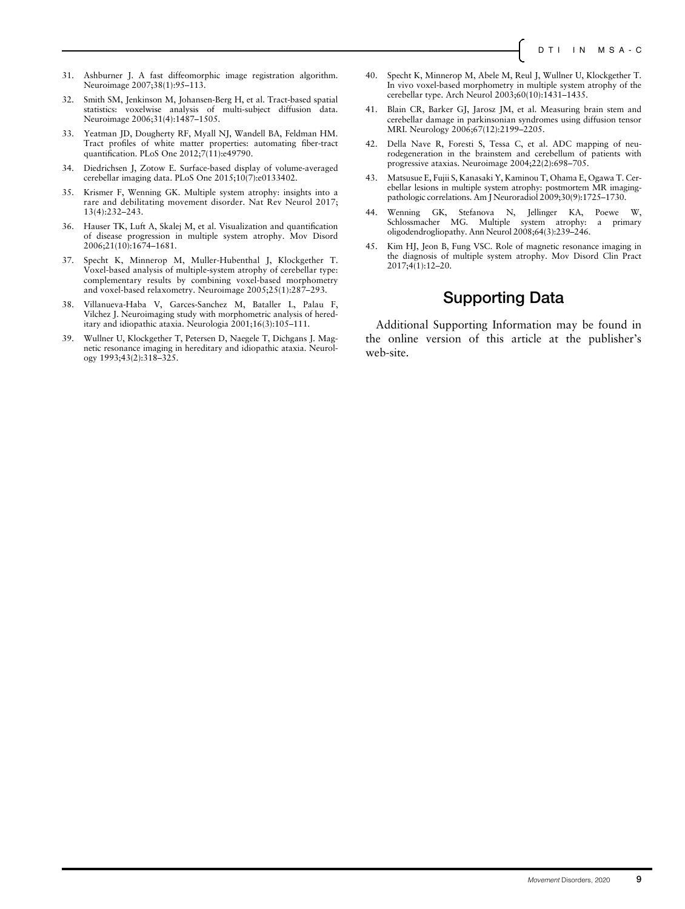31. Ashburner J. A fast diffeomorphic image registration algorithm. Neuroimage 2007;38(1):95–113.
32. Smith SM, Jenkinson M, Johansen-Berg H, et al. Tract-based spatial statistics: voxelwise analysis of multi-subject diffusion data. Neuroimage 2006;31(4):1487–1505.
33. Yeatman JD, Dougherty RF, Myall NJ, Wandell BA, Feldman HM. Tract profiles of white matter properties: automating fiber-tract quantification. PLoS One 2012;7(11):e49790.
34. Diedrichsen J, Zotow E. Surface-based display of volume-averaged cerebellar imaging data. PLoS One 2015;10(7):e0133402.
35. Krismer F, Wenning GK. Multiple system atrophy: insights into a rare and debilitating movement disorder. Nat Rev Neurol 2017; 13(4):232–243.
36. Hauser TK, Luft A, Skalej M, et al. Visualization and quantification of disease progression in multiple system atrophy. Mov Disord 2006;21(10):1674–1681.
37. Specht K, Minnerop M, Muller-Hubenthal J, Klockgether T. Voxel-based analysis of multiple-system atrophy of cerebellar type: complementary results by combining voxel-based morphometry and voxel-based relaxometry. Neuroimage 2005;25(1):287–293.
38. Villanueva-Haba V, Garces-Sanchez M, Bataller L, Palau F, Vilchez J. Neuroimaging study with morphometric analysis of hereditary and idiopathic ataxia. Neurologia 2001;16(3):105–111.
39. Wullner U, Klockgether T, Petersen D, Naegele T, Dichgans J. Magnetic resonance imaging in hereditary and idiopathic ataxia. Neurology 1993;43(2):318–325.
40. Specht K, Minnerop M, Abele M, Reul J, Wullner U, Klockgether T. In vivo voxel-based morphometry in multiple system atrophy of the cerebellar type. Arch Neurol 2003;60(10):1431–1435.
41. Blain CR, Barker GJ, Jarosz JM, et al. Measuring brain stem and cerebellar damage in parkinsonian syndromes using diffusion tensor MRI. Neurology 2006;67(12):2199–2205.
42. Della Nave R, Foresti S, Tessa C, et al. ADC mapping of neurodegeneration in the brainstem and cerebellum of patients with progressive ataxias. Neuroimage 2004;22(2):698–705.
43. Matsusue E, Fujii S, Kanasaki Y, Kaminou T, Ohama E, Ogawa T. Cerebellar lesions in multiple system atrophy: postmortem MR imaging-pathologic correlations. Am J Neuroradiol 2009;30(9):1725–1730.
44. Wenning GK, Stefanova N, Jellinger KA, Poewe W, Schlossmacher MG. Multiple system atrophy: a primary oligodendrogliopathy. Ann Neurol 2008;64(3):239–246.
45. Kim HJ, Jeon B, Fung VSC. Role of magnetic resonance imaging in the diagnosis of multiple system atrophy. Mov Disord Clin Pract 2017;4(1):12–20.

## Supporting Data

Additional Supporting Information may be found in the online version of this article at the publisher's web-site.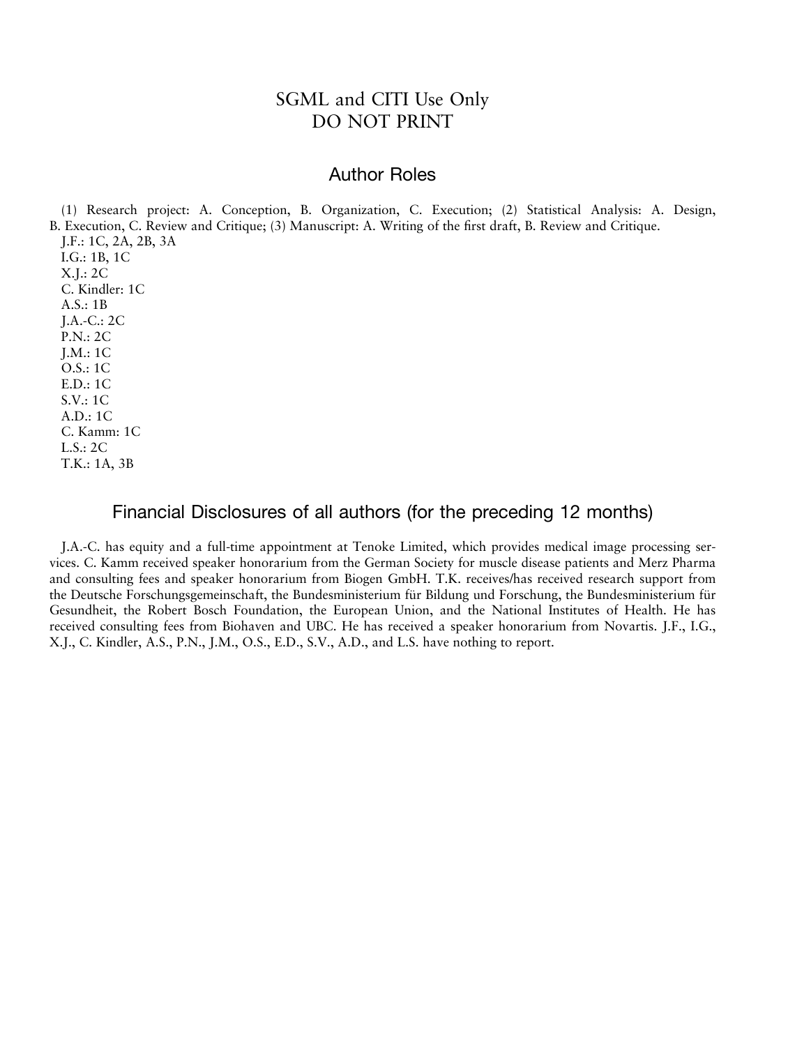# SGML and CITI Use Only
# DO NOT PRINT

## Author Roles

(1) Research project: A. Conception, B. Organization, C. Execution; (2) Statistical Analysis: A. Design, B. Execution, C. Review and Critique; (3) Manuscript: A. Writing of the first draft, B. Review and Critique.

J.F.: 1C, 2A, 2B, 3A
I.G.: 1B, 1C
X.J.: 2C
C. Kindler: 1C
A.S.: 1B
J.A.-C.: 2C
P.N.: 2C
J.M.: 1C
O.S.: 1C
E.D.: 1C
S.V.: 1C
A.D.: 1C
C. Kamm: 1C
L.S.: 2C
T.K.: 1A, 3B

## Financial Disclosures of all authors (for the preceding 12 months)

J.A.-C. has equity and a full-time appointment at Tenoke Limited, which provides medical image processing services. C. Kamm received speaker honorarium from the German Society for muscle disease patients and Merz Pharma and consulting fees and speaker honorarium from Biogen GmbH. T.K. receives/has received research support from the Deutsche Forschungsgemeinschaft, the Bundesministerium für Bildung und Forschung, the Bundesministerium für Gesundheit, the Robert Bosch Foundation, the European Union, and the National Institutes of Health. He has received consulting fees from Biohaven and UBC. He has received a speaker honorarium from Novartis. J.F., I.G., X.J., C. Kindler, A.S., P.N., J.M., O.S., E.D., S.V., A.D., and L.S. have nothing to report.